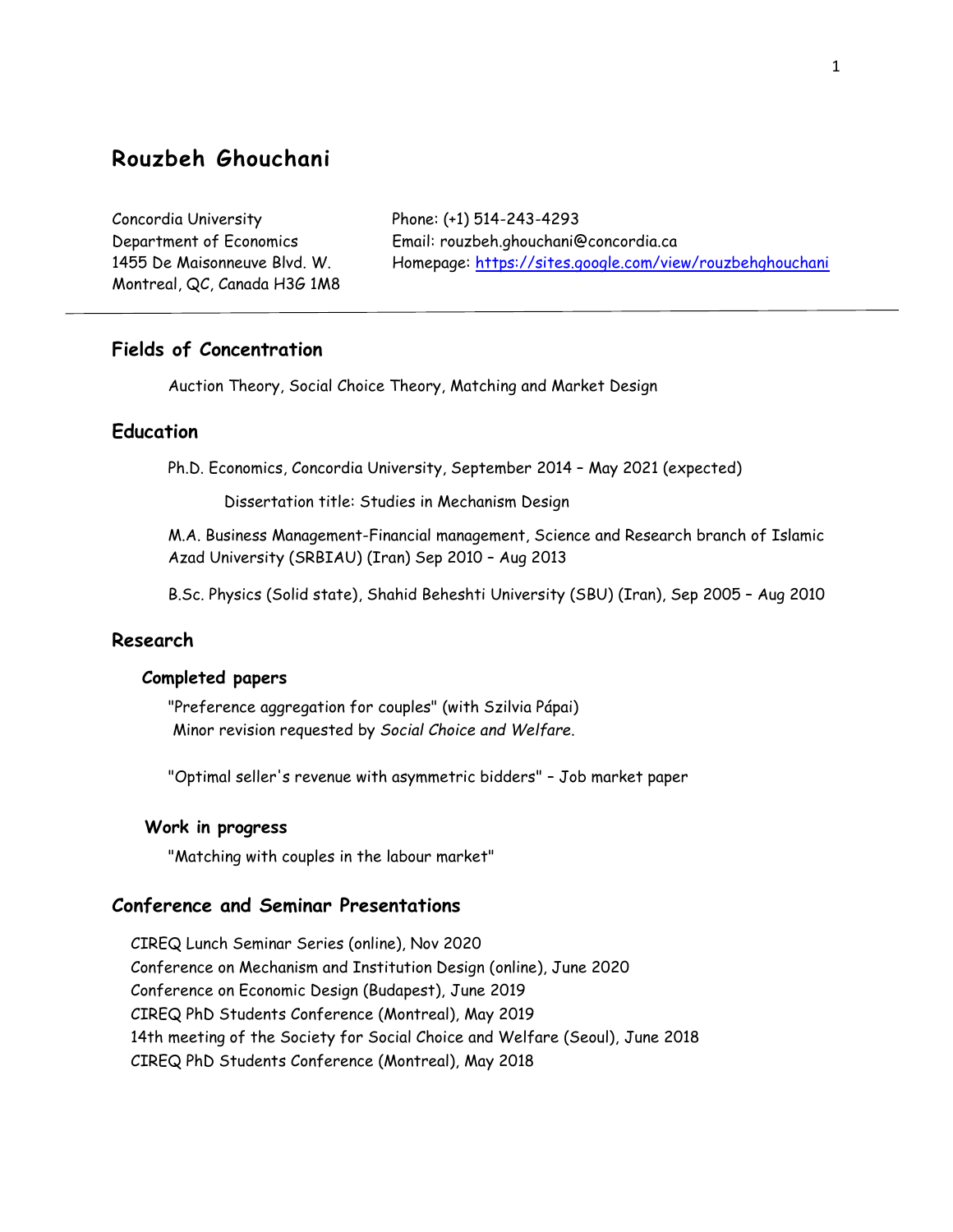# Rouzbeh Ghouchani

Concordia University
Department of Economics
1455 De Maisonneuve Blvd. W.
Montreal, QC, Canada H3G 1M8

Phone: (+1) 514-243-4293
Email: rouzbeh.ghouchani@concordia.ca
Homepage: [https://sites.google.com/view/rouzbehghouchani](https://sites.google.com/view/rouzbehghouchani)

---

## Fields of Concentration

Auction Theory, Social Choice Theory, Matching and Market Design

## Education

Ph.D. Economics, Concordia University, September 2014 – May 2021 (expected)

Dissertation title: Studies in Mechanism Design

M.A. Business Management-Financial management, Science and Research branch of Islamic Azad University (SRBIAU) (Iran) Sep 2010 – Aug 2013

B.Sc. Physics (Solid state), Shahid Beheshti University (SBU) (Iran), Sep 2005 – Aug 2010

## Research

### Completed papers

"Preference aggregation for couples" (with Szilvia Pápai)
Minor revision requested by *Social Choice and Welfare*.

"Optimal seller's revenue with asymmetric bidders" – Job market paper

### Work in progress

"Matching with couples in the labour market"

## Conference and Seminar Presentations

CIREQ Lunch Seminar Series (online), Nov 2020
Conference on Mechanism and Institution Design (online), June 2020
Conference on Economic Design (Budapest), June 2019
CIREQ PhD Students Conference (Montreal), May 2019
14th meeting of the Society for Social Choice and Welfare (Seoul), June 2018
CIREQ PhD Students Conference (Montreal), May 2018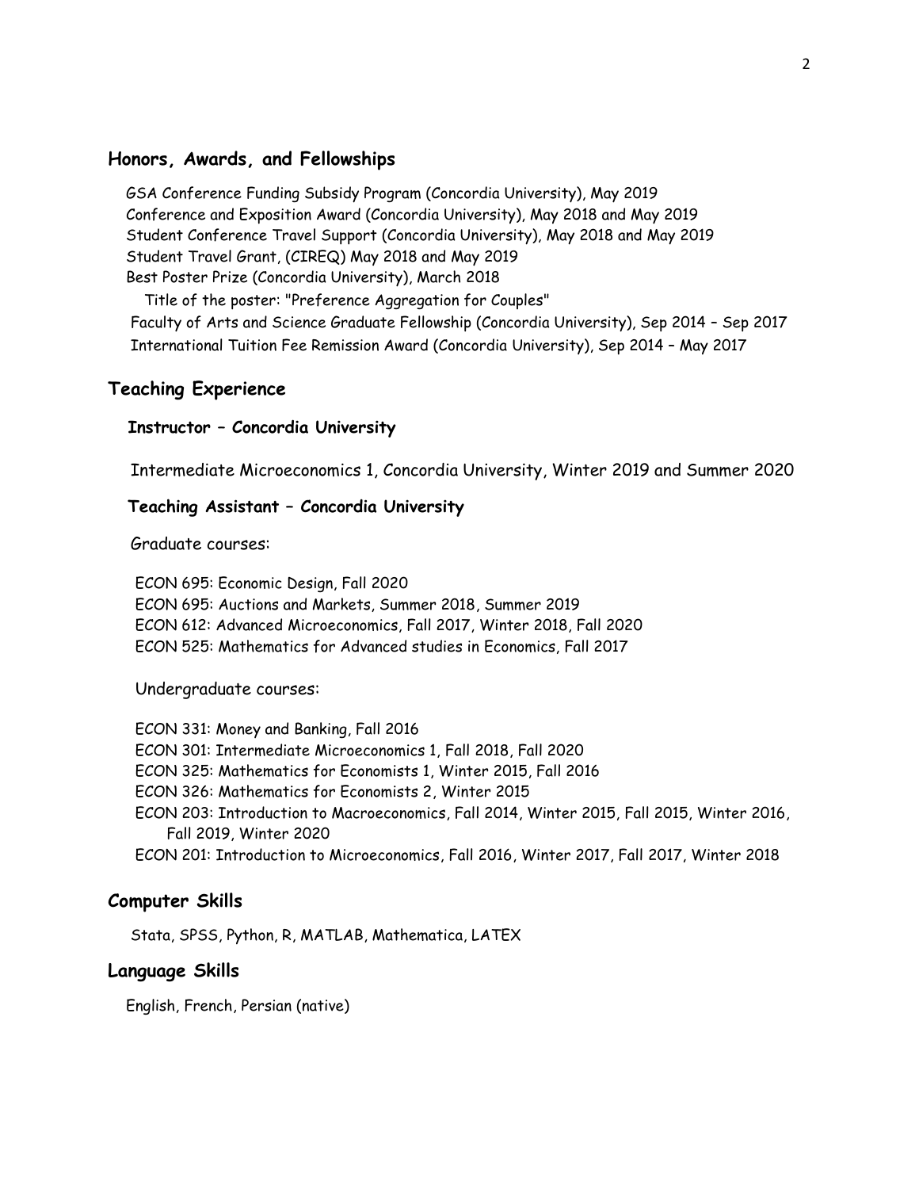## Honors, Awards, and Fellowships

GSA Conference Funding Subsidy Program (Concordia University), May 2019
Conference and Exposition Award (Concordia University), May 2018 and May 2019
Student Conference Travel Support (Concordia University), May 2018 and May 2019
Student Travel Grant, (CIREQ) May 2018 and May 2019
Best Poster Prize (Concordia University), March 2018
  Title of the poster: "Preference Aggregation for Couples"
Faculty of Arts and Science Graduate Fellowship (Concordia University), Sep 2014 – Sep 2017
International Tuition Fee Remission Award (Concordia University), Sep 2014 – May 2017

## Teaching Experience

### Instructor – Concordia University

Intermediate Microeconomics 1, Concordia University, Winter 2019 and Summer 2020

### Teaching Assistant – Concordia University

Graduate courses:

ECON 695: Economic Design, Fall 2020
ECON 695: Auctions and Markets, Summer 2018, Summer 2019
ECON 612: Advanced Microeconomics, Fall 2017, Winter 2018, Fall 2020
ECON 525: Mathematics for Advanced studies in Economics, Fall 2017

Undergraduate courses:

ECON 331: Money and Banking, Fall 2016
ECON 301: Intermediate Microeconomics 1, Fall 2018, Fall 2020
ECON 325: Mathematics for Economists 1, Winter 2015, Fall 2016
ECON 326: Mathematics for Economists 2, Winter 2015
ECON 203: Introduction to Macroeconomics, Fall 2014, Winter 2015, Fall 2015, Winter 2016, Fall 2019, Winter 2020
ECON 201: Introduction to Microeconomics, Fall 2016, Winter 2017, Fall 2017, Winter 2018

## Computer Skills

Stata, SPSS, Python, R, MATLAB, Mathematica, LATEX

## Language Skills

English, French, Persian (native)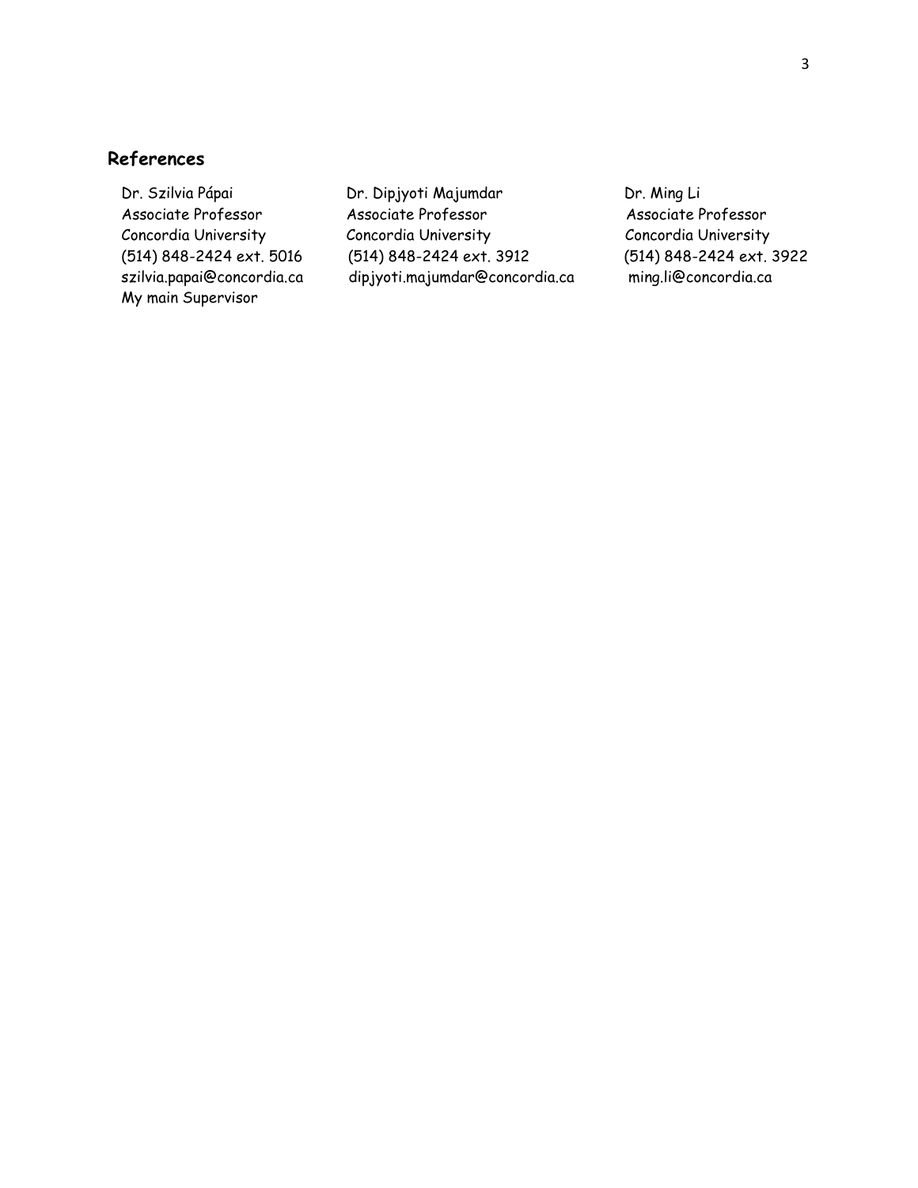## References

Dr. Szilvia Pápai
Associate Professor
Concordia University
(514) 848-2424 ext. 5016
szilvia.papai@concordia.ca
My main Supervisor

Dr. Dipjyoti Majumdar
Associate Professor
Concordia University
(514) 848-2424 ext. 3912
dipjyoti.majumdar@concordia.ca

Dr. Ming Li
Associate Professor
Concordia University
(514) 848-2424 ext. 3922
ming.li@concordia.ca